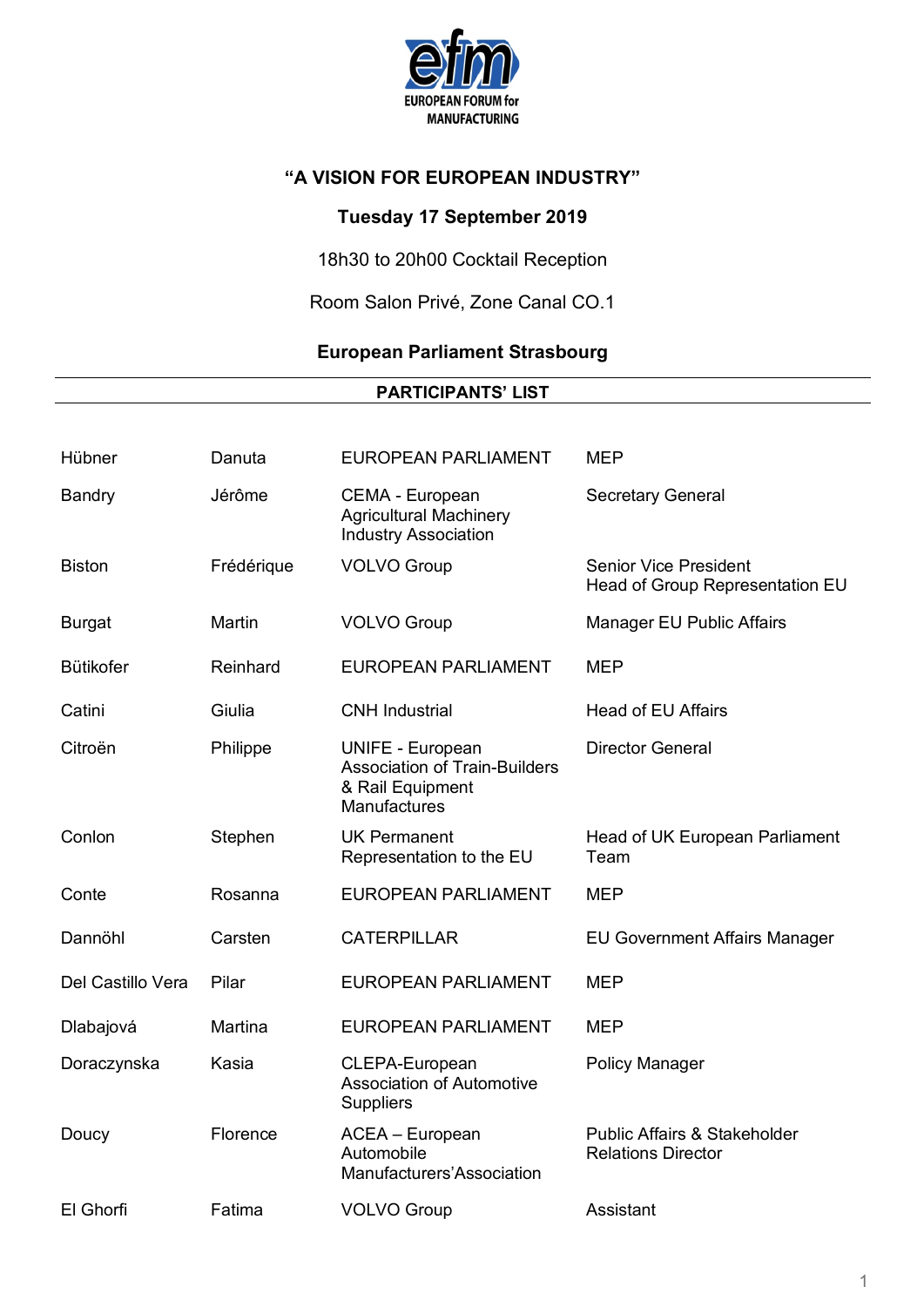EUROPEAN FORUM for MANUFACTURING

## "A VISION FOR EUROPEAN INDUSTRY"

**Tuesday 17 September 2019**

18h30 to 20h00 Cocktail Reception

Room Salon Privé, Zone Canal CO.1

**European Parliament Strasbourg**

**PARTICIPANTS' LIST**

| | | | |
|---|---|---|---|
| Hübner | Danuta | EUROPEAN PARLIAMENT | MEP |
| Bandry | Jérôme | CEMA - European Agricultural Machinery Industry Association | Secretary General |
| Biston | Frédérique | VOLVO Group | Senior Vice President Head of Group Representation EU |
| Burgat | Martin | VOLVO Group | Manager EU Public Affairs |
| Bütikofer | Reinhard | EUROPEAN PARLIAMENT | MEP |
| Catini | Giulia | CNH Industrial | Head of EU Affairs |
| Citroën | Philippe | UNIFE - European Association of Train-Builders & Rail Equipment Manufactures | Director General |
| Conlon | Stephen | UK Permanent Representation to the EU | Head of UK European Parliament Team |
| Conte | Rosanna | EUROPEAN PARLIAMENT | MEP |
| Dannöhl | Carsten | CATERPILLAR | EU Government Affairs Manager |
| Del Castillo Vera | Pilar | EUROPEAN PARLIAMENT | MEP |
| Dlabajová | Martina | EUROPEAN PARLIAMENT | MEP |
| Doraczynska | Kasia | CLEPA-European Association of Automotive Suppliers | Policy Manager |
| Doucy | Florence | ACEA – European Automobile Manufacturers'Association | Public Affairs & Stakeholder Relations Director |
| El Ghorfi | Fatima | VOLVO Group | Assistant |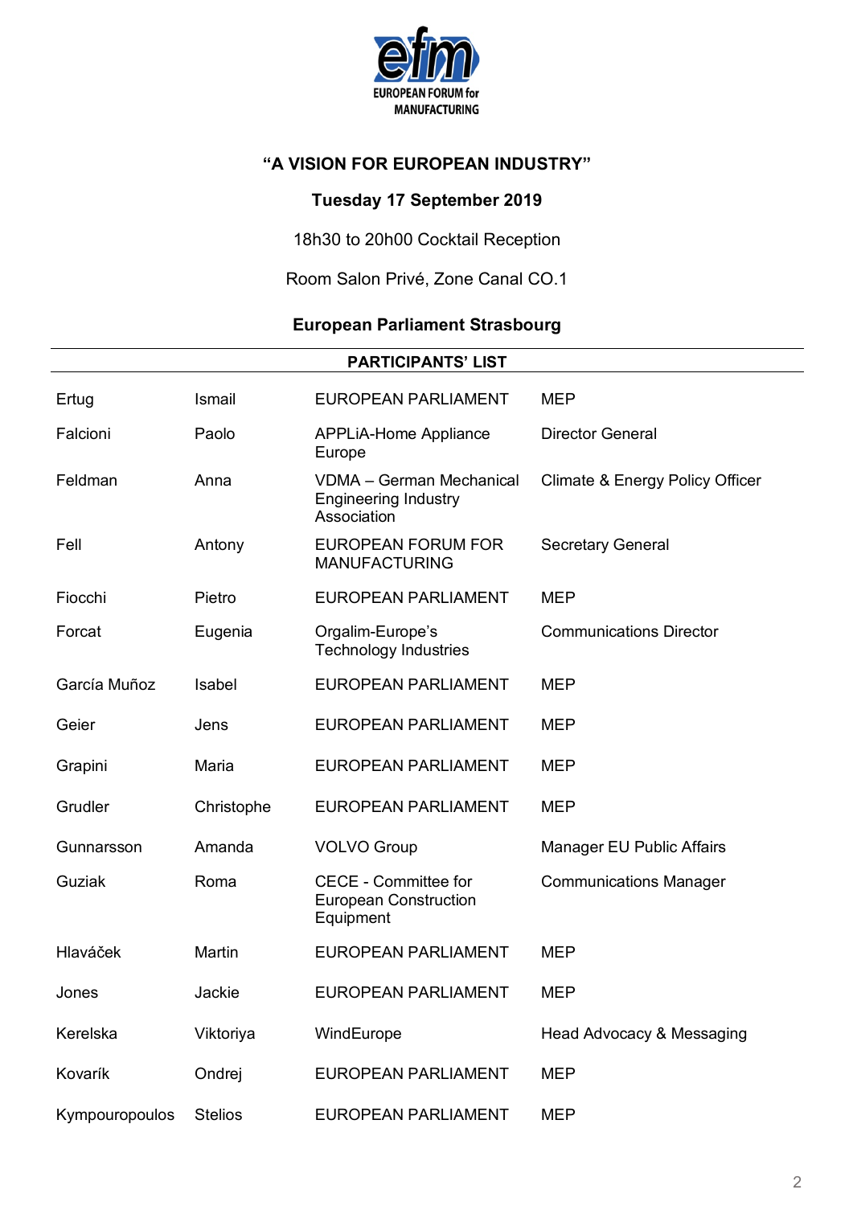**EUROPEAN FORUM for MANUFACTURING**

## "A VISION FOR EUROPEAN INDUSTRY"

**Tuesday 17 September 2019**

18h30 to 20h00 Cocktail Reception

Room Salon Privé, Zone Canal CO.1

**European Parliament Strasbourg**

**PARTICIPANTS' LIST**

| | | | |
|---|---|---|---|
| Ertug | Ismail | EUROPEAN PARLIAMENT | MEP |
| Falcioni | Paolo | APPLiA-Home Appliance Europe | Director General |
| Feldman | Anna | VDMA – German Mechanical Engineering Industry Association | Climate & Energy Policy Officer |
| Fell | Antony | EUROPEAN FORUM FOR MANUFACTURING | Secretary General |
| Fiocchi | Pietro | EUROPEAN PARLIAMENT | MEP |
| Forcat | Eugenia | Orgalim-Europe's Technology Industries | Communications Director |
| García Muñoz | Isabel | EUROPEAN PARLIAMENT | MEP |
| Geier | Jens | EUROPEAN PARLIAMENT | MEP |
| Grapini | Maria | EUROPEAN PARLIAMENT | MEP |
| Grudler | Christophe | EUROPEAN PARLIAMENT | MEP |
| Gunnarsson | Amanda | VOLVO Group | Manager EU Public Affairs |
| Guziak | Roma | CECE - Committee for European Construction Equipment | Communications Manager |
| Hlaváček | Martin | EUROPEAN PARLIAMENT | MEP |
| Jones | Jackie | EUROPEAN PARLIAMENT | MEP |
| Kerelska | Viktoriya | WindEurope | Head Advocacy & Messaging |
| Kovarík | Ondrej | EUROPEAN PARLIAMENT | MEP |
| Kympouropoulos | Stelios | EUROPEAN PARLIAMENT | MEP |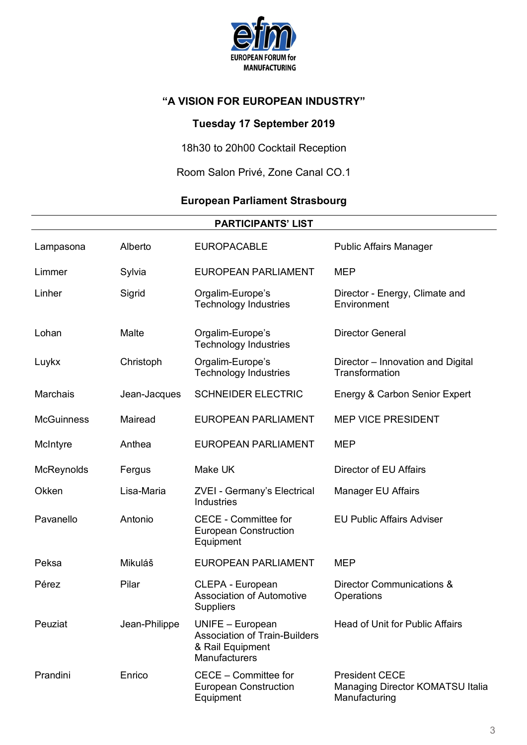EUROPEAN FORUM for MANUFACTURING

## "A VISION FOR EUROPEAN INDUSTRY"

**Tuesday 17 September 2019**

18h30 to 20h00 Cocktail Reception

Room Salon Privé, Zone Canal CO.1

**European Parliament Strasbourg**

**PARTICIPANTS' LIST**

| | | | |
|---|---|---|---|
| Lampasona | Alberto | EUROPACABLE | Public Affairs Manager |
| Limmer | Sylvia | EUROPEAN PARLIAMENT | MEP |
| Linher | Sigrid | Orgalim-Europe's Technology Industries | Director - Energy, Climate and Environment |
| Lohan | Malte | Orgalim-Europe's Technology Industries | Director General |
| Luykx | Christoph | Orgalim-Europe's Technology Industries | Director – Innovation and Digital Transformation |
| Marchais | Jean-Jacques | SCHNEIDER ELECTRIC | Energy & Carbon Senior Expert |
| McGuinness | Mairead | EUROPEAN PARLIAMENT | MEP VICE PRESIDENT |
| McIntyre | Anthea | EUROPEAN PARLIAMENT | MEP |
| McReynolds | Fergus | Make UK | Director of EU Affairs |
| Okken | Lisa-Maria | ZVEI - Germany's Electrical Industries | Manager EU Affairs |
| Pavanello | Antonio | CECE - Committee for European Construction Equipment | EU Public Affairs Adviser |
| Peksa | Mikuláš | EUROPEAN PARLIAMENT | MEP |
| Pérez | Pilar | CLEPA - European Association of Automotive Suppliers | Director Communications & Operations |
| Peuziat | Jean-Philippe | UNIFE – European Association of Train-Builders & Rail Equipment Manufacturers | Head of Unit for Public Affairs |
| Prandini | Enrico | CECE – Committee for European Construction Equipment | President CECE Managing Director KOMATSU Italia Manufacturing |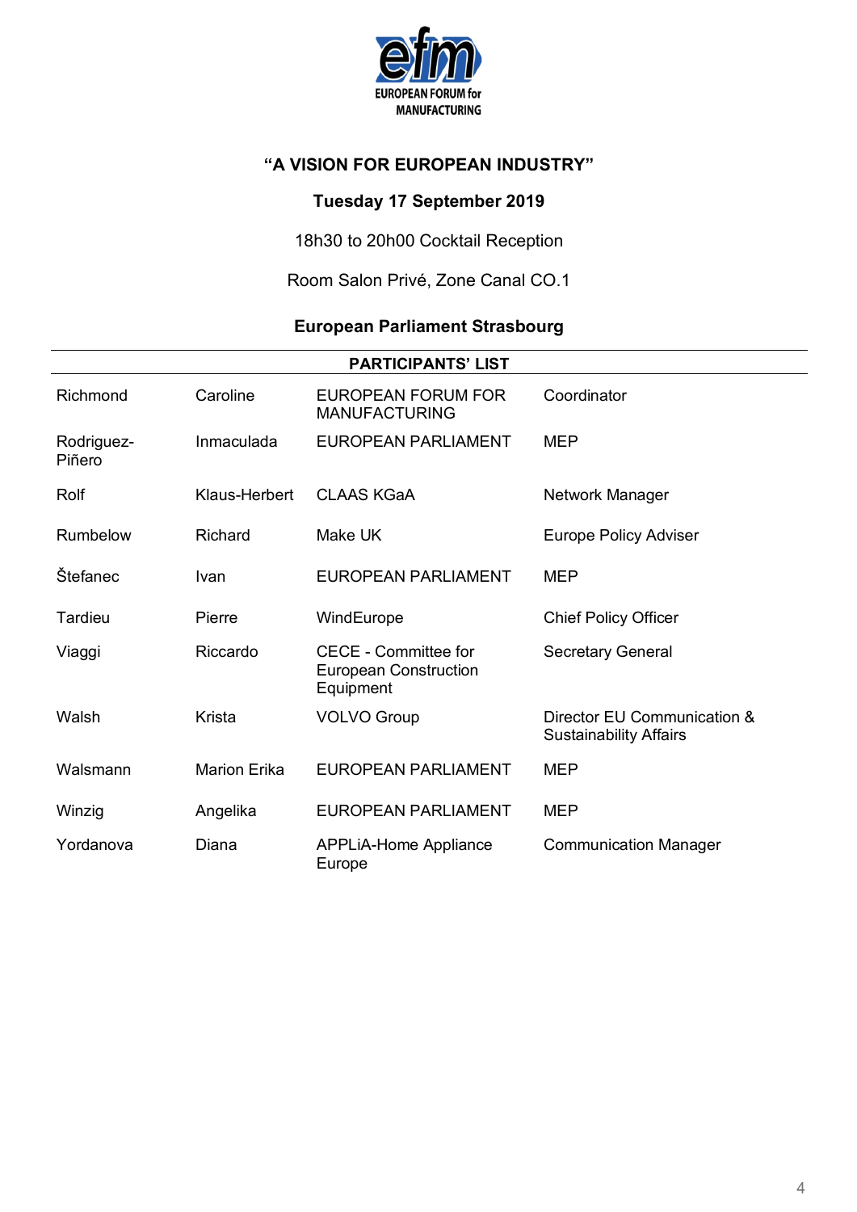EUROPEAN FORUM for MANUFACTURING

**"A VISION FOR EUROPEAN INDUSTRY"**

**Tuesday 17 September 2019**

18h30 to 20h00 Cocktail Reception

Room Salon Privé, Zone Canal CO.1

**European Parliament Strasbourg**

**PARTICIPANTS' LIST**

| | | | |
|---|---|---|---|
| Richmond | Caroline | EUROPEAN FORUM FOR MANUFACTURING | Coordinator |
| Rodriguez-Piñero | Inmaculada | EUROPEAN PARLIAMENT | MEP |
| Rolf | Klaus-Herbert | CLAAS KGaA | Network Manager |
| Rumbelow | Richard | Make UK | Europe Policy Adviser |
| Štefanec | Ivan | EUROPEAN PARLIAMENT | MEP |
| Tardieu | Pierre | WindEurope | Chief Policy Officer |
| Viaggi | Riccardo | CECE - Committee for European Construction Equipment | Secretary General |
| Walsh | Krista | VOLVO Group | Director EU Communication & Sustainability Affairs |
| Walsmann | Marion Erika | EUROPEAN PARLIAMENT | MEP |
| Winzig | Angelika | EUROPEAN PARLIAMENT | MEP |
| Yordanova | Diana | APPLiA-Home Appliance Europe | Communication Manager |